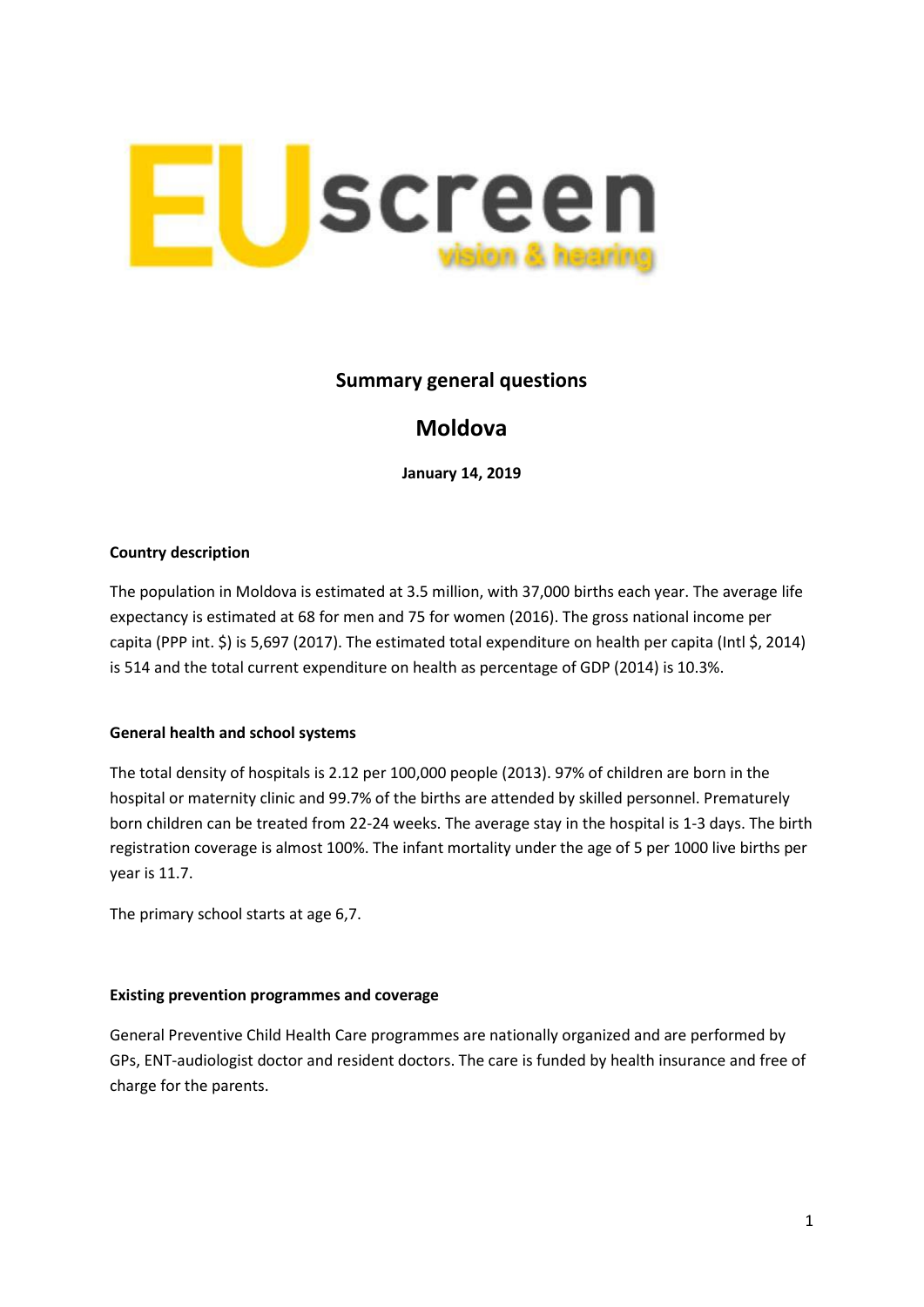# EUscreen

vision & hearing

## Summary general questions

## Moldova

**January 14, 2019**

**Country description**

The population in Moldova is estimated at 3.5 million, with 37,000 births each year. The average life expectancy is estimated at 68 for men and 75 for women (2016). The gross national income per capita (PPP int. $) is 5,697 (2017). The estimated total expenditure on health per capita (Intl $, 2014) is 514 and the total current expenditure on health as percentage of GDP (2014) is 10.3%.

**General health and school systems**

The total density of hospitals is 2.12 per 100,000 people (2013). 97% of children are born in the hospital or maternity clinic and 99.7% of the births are attended by skilled personnel. Prematurely born children can be treated from 22-24 weeks. The average stay in the hospital is 1-3 days. The birth registration coverage is almost 100%. The infant mortality under the age of 5 per 1000 live births per year is 11.7.

The primary school starts at age 6,7.

**Existing prevention programmes and coverage**

General Preventive Child Health Care programmes are nationally organized and are performed by GPs, ENT-audiologist doctor and resident doctors. The care is funded by health insurance and free of charge for the parents.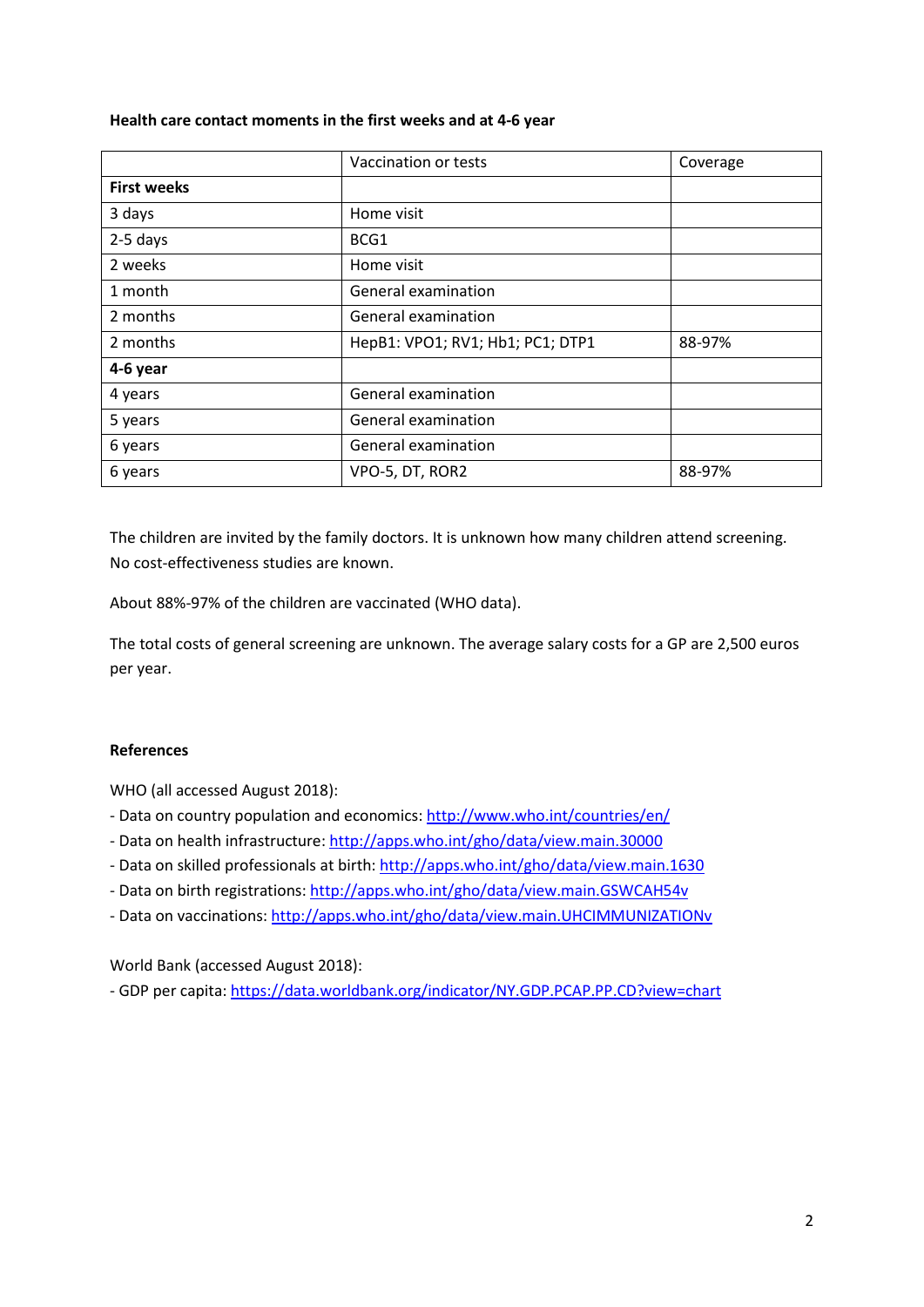**Health care contact moments in the first weeks and at 4-6 year**

| | Vaccination or tests | Coverage |
|---|---|---|
| **First weeks** | | |
| 3 days | Home visit | |
| 2-5 days | BCG1 | |
| 2 weeks | Home visit | |
| 1 month | General examination | |
| 2 months | General examination | |
| 2 months | HepB1: VPO1; RV1; Hb1; PC1; DTP1 | 88-97% |
| **4-6 year** | | |
| 4 years | General examination | |
| 5 years | General examination | |
| 6 years | General examination | |
| 6 years | VPO-5, DT, ROR2 | 88-97% |

The children are invited by the family doctors. It is unknown how many children attend screening. No cost-effectiveness studies are known.

About 88%-97% of the children are vaccinated (WHO data).

The total costs of general screening are unknown. The average salary costs for a GP are 2,500 euros per year.

**References**

WHO (all accessed August 2018):

- Data on country population and economics: http://www.who.int/countries/en/
- Data on health infrastructure: http://apps.who.int/gho/data/view.main.30000
- Data on skilled professionals at birth: http://apps.who.int/gho/data/view.main.1630
- Data on birth registrations: http://apps.who.int/gho/data/view.main.GSWCAH54v
- Data on vaccinations: http://apps.who.int/gho/data/view.main.UHCIMMUNIZATIONv

World Bank (accessed August 2018):

- GDP per capita: https://data.worldbank.org/indicator/NY.GDP.PCAP.PP.CD?view=chart